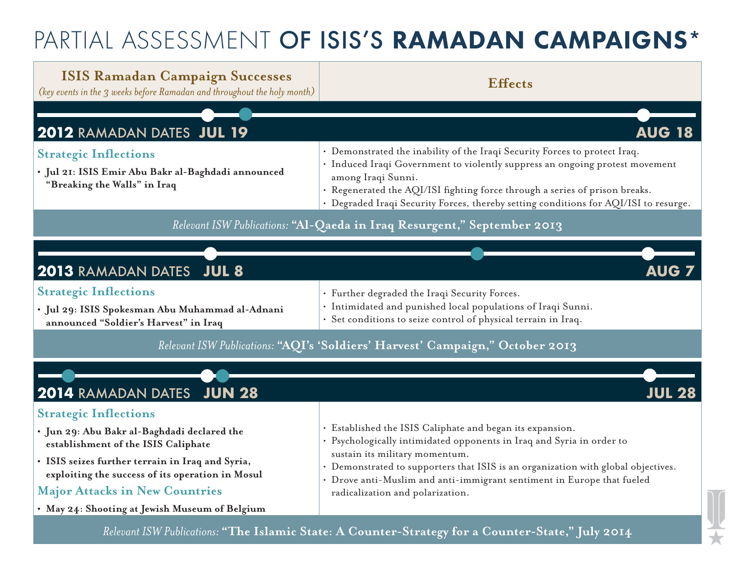# PARTIAL ASSESSMENT **OF ISIS'S RAMADAN CAMPAIGNS***

| **ISIS Ramadan Campaign Successes** *(key events in the 3 weeks before Ramadan and throughout the holy month)* | **Effects** |
|---|---|
| **2012 RAMADAN DATES JUL 19 – AUG 18** | |
| **Strategic Inflections**<br>• **Jul 21: ISIS Emir Abu Bakr al-Baghdadi announced "Breaking the Walls" in Iraq** | • Demonstrated the inability of the Iraqi Security Forces to protect Iraq.<br>• Induced Iraqi Government to violently suppress an ongoing protest movement among Iraqi Sunni.<br>• Regenerated the AQI/ISI fighting force through a series of prison breaks.<br>• Degraded Iraqi Security Forces, thereby setting conditions for AQI/ISI to resurge. |
| *Relevant ISW Publications:* **"Al-Qaeda in Iraq Resurgent," September 2013** | |
| **2013 RAMADAN DATES JUL 8 – AUG 7** | |
| **Strategic Inflections**<br>• **Jul 29: ISIS Spokesman Abu Muhammad al-Adnani announced "Soldier's Harvest" in Iraq** | • Further degraded the Iraqi Security Forces.<br>• Intimidated and punished local populations of Iraqi Sunni.<br>• Set conditions to seize control of physical terrain in Iraq. |
| *Relevant ISW Publications:* **"AQI's 'Soldiers' Harvest' Campaign," October 2013** | |
| **2014 RAMADAN DATES JUN 28 – JUL 28** | |
| **Strategic Inflections**<br>• **Jun 29: Abu Bakr al-Baghdadi declared the establishment of the ISIS Caliphate**<br>• **ISIS seizes further terrain in Iraq and Syria, exploiting the success of its operation in Mosul**<br>**Major Attacks in New Countries**<br>• **May 24: Shooting at Jewish Museum of Belgium** | • Established the ISIS Caliphate and began its expansion.<br>• Psychologically intimidated opponents in Iraq and Syria in order to sustain its military momentum.<br>• Demonstrated to supporters that ISIS is an organization with global objectives.<br>• Drove anti-Muslim and anti-immigrant sentiment in Europe that fueled radicalization and polarization. |
| *Relevant ISW Publications:* **"The Islamic State: A Counter-Strategy for a Counter-State," July 2014** | |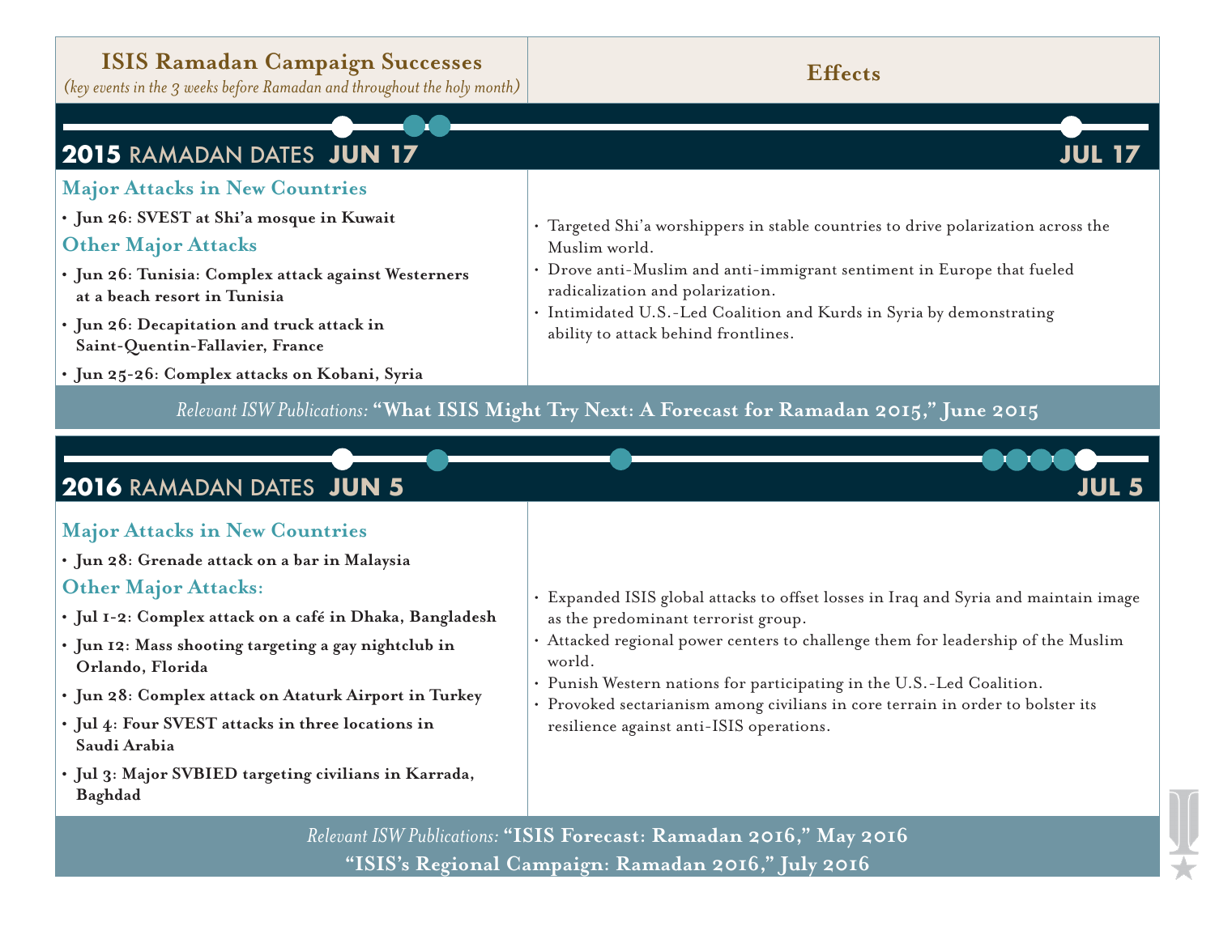| **ISIS Ramadan Campaign Successes** *(key events in the 3 weeks before Ramadan and throughout the holy month)* | **Effects** |
|---|---|
| **2015 RAMADAN DATES JUN 17 – JUL 17** | |
| **Major Attacks in New Countries**<br>• **Jun 26: SVEST at Shi'a mosque in Kuwait**<br>**Other Major Attacks**<br>• **Jun 26: Tunisia: Complex attack against Westerners at a beach resort in Tunisia**<br>• **Jun 26: Decapitation and truck attack in Saint-Quentin-Fallavier, France**<br>• **Jun 25-26: Complex attacks on Kobani, Syria** | • Targeted Shi'a worshippers in stable countries to drive polarization across the Muslim world.<br>• Drove anti-Muslim and anti-immigrant sentiment in Europe that fueled radicalization and polarization.<br>• Intimidated U.S.-Led Coalition and Kurds in Syria by demonstrating ability to attack behind frontlines. |
| *Relevant ISW Publications:* **"What ISIS Might Try Next: A Forecast for Ramadan 2015," June 2015** | |
| **2016 RAMADAN DATES JUN 5 – JUL 5** | |
| **Major Attacks in New Countries**<br>• **Jun 28: Grenade attack on a bar in Malaysia**<br>**Other Major Attacks:**<br>• **Jul 1-2: Complex attack on a café in Dhaka, Bangladesh**<br>• **Jun 12: Mass shooting targeting a gay nightclub in Orlando, Florida**<br>• **Jun 28: Complex attack on Ataturk Airport in Turkey**<br>• **Jul 4: Four SVEST attacks in three locations in Saudi Arabia**<br>• **Jul 3: Major SVBIED targeting civilians in Karrada, Baghdad** | • Expanded ISIS global attacks to offset losses in Iraq and Syria and maintain image as the predominant terrorist group.<br>• Attacked regional power centers to challenge them for leadership of the Muslim world.<br>• Punish Western nations for participating in the U.S.-Led Coalition.<br>• Provoked sectarianism among civilians in core terrain in order to bolster its resilience against anti-ISIS operations. |
| *Relevant ISW Publications:* **"ISIS Forecast: Ramadan 2016," May 2016**<br>**"ISIS's Regional Campaign: Ramadan 2016," July 2016** | |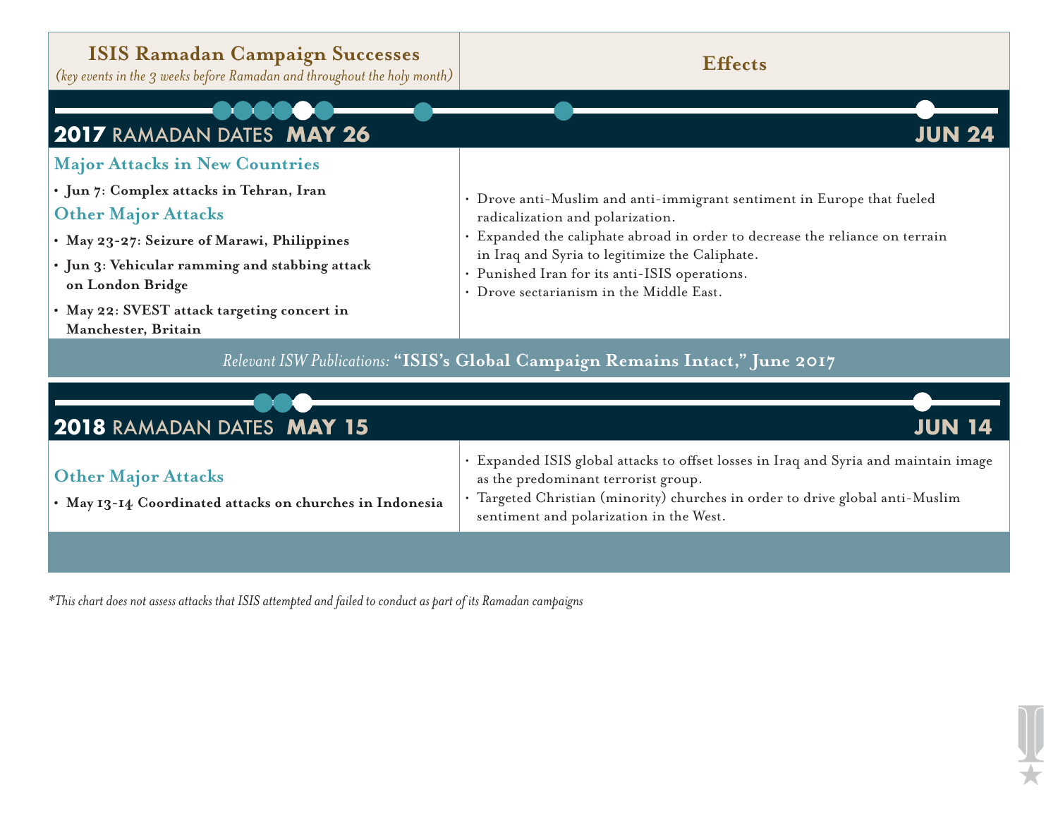| **ISIS Ramadan Campaign Successes** *(key events in the 3 weeks before Ramadan and throughout the holy month)* | **Effects** |
| --- | --- |
| **2017** RAMADAN DATES **MAY 26** – **JUN 24** | |
| **Major Attacks in New Countries**<br>• **Jun 7: Complex attacks in Tehran, Iran**<br>**Other Major Attacks**<br>• **May 23-27: Seizure of Marawi, Philippines**<br>• **Jun 3: Vehicular ramming and stabbing attack on London Bridge**<br>• **May 22: SVEST attack targeting concert in Manchester, Britain** | • Drove anti-Muslim and anti-immigrant sentiment in Europe that fueled radicalization and polarization.<br>• Expanded the caliphate abroad in order to decrease the reliance on terrain in Iraq and Syria to legitimize the Caliphate.<br>• Punished Iran for its anti-ISIS operations.<br>• Drove sectarianism in the Middle East. |
| *Relevant ISW Publications:* **"ISIS's Global Campaign Remains Intact," June 2017** | |
| **2018** RAMADAN DATES **MAY 15** – **JUN 14** | |
| **Other Major Attacks**<br>• **May 13-14 Coordinated attacks on churches in Indonesia** | • Expanded ISIS global attacks to offset losses in Iraq and Syria and maintain image as the predominant terrorist group.<br>• Targeted Christian (minority) churches in order to drive global anti-Muslim sentiment and polarization in the West. |

*\*This chart does not assess attacks that ISIS attempted and failed to conduct as part of its Ramadan campaigns*